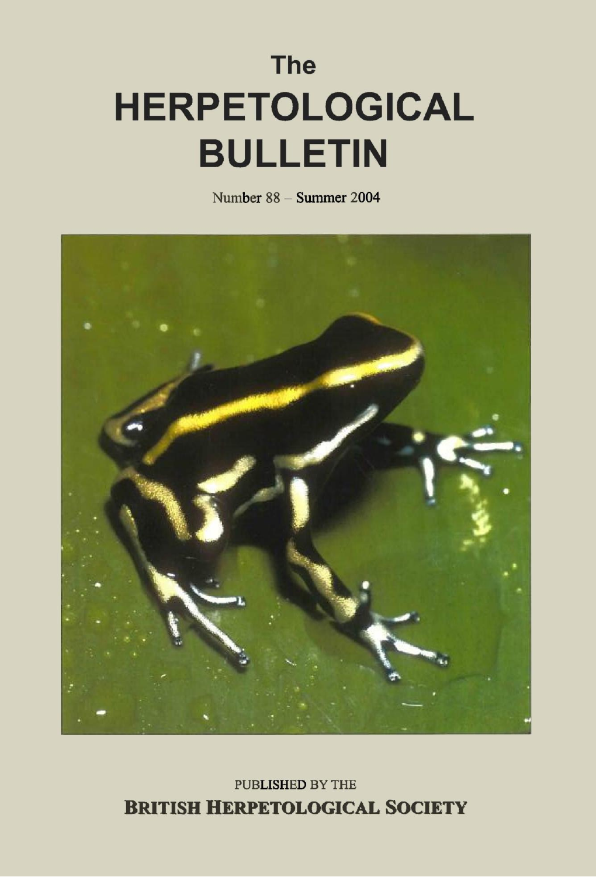# The HERPETOLOGICAL BULLETIN

Number 88 – Summer 2004

PUBLISHED BY THE

**BRITISH HERPETOLOGICAL SOCIETY**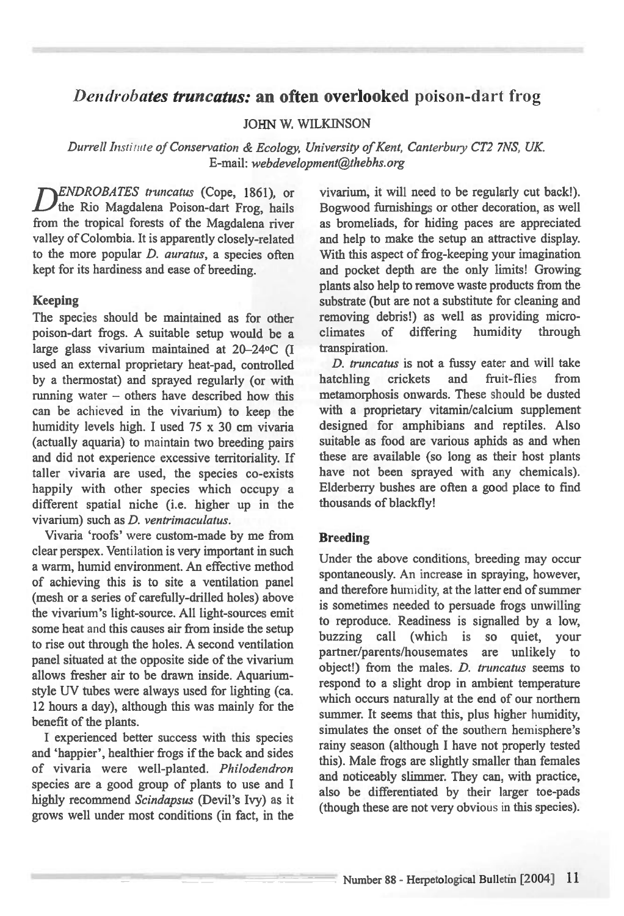# *Dendrobates truncatus:* an often overlooked poison-dart frog

JOHN W. WILKINSON

*Durrell Institute of Conservation & Ecology, University of Kent, Canterbury CT2 7NS, UK.*
*E-mail: webdevelopment@thebhs.org*

*DENDROBATES truncatus* (Cope, 1861), or the Rio Magdalena Poison-dart Frog, hails from the tropical forests of the Magdalena river valley of Colombia. It is apparently closely-related to the more popular *D. auratus*, a species often kept for its hardiness and ease of breeding.

## Keeping

The species should be maintained as for other poison-dart frogs. A suitable setup would be a large glass vivarium maintained at 20–24°C (I used an external proprietary heat-pad, controlled by a thermostat) and sprayed regularly (or with running water – others have described how this can be achieved in the vivarium) to keep the humidity levels high. I used 75 x 30 cm vivaria (actually aquaria) to maintain two breeding pairs and did not experience excessive territoriality. If taller vivaria are used, the species co-exists happily with other species which occupy a different spatial niche (i.e. higher up in the vivarium) such as *D. ventrimaculatus*.

Vivaria 'roofs' were custom-made by me from clear perspex. Ventilation is very important in such a warm, humid environment. An effective method of achieving this is to site a ventilation panel (mesh or a series of carefully-drilled holes) above the vivarium's light-source. All light-sources emit some heat and this causes air from inside the setup to rise out through the holes. A second ventilation panel situated at the opposite side of the vivarium allows fresher air to be drawn inside. Aquarium-style UV tubes were always used for lighting (ca. 12 hours a day), although this was mainly for the benefit of the plants.

I experienced better success with this species and 'happier', healthier frogs if the back and sides of vivaria were well-planted. *Philodendron* species are a good group of plants to use and I highly recommend *Scindapsus* (Devil's Ivy) as it grows well under most conditions (in fact, in the vivarium, it will need to be regularly cut back!). Bogwood furnishings or other decoration, as well as bromeliads, for hiding paces are appreciated and help to make the setup an attractive display. With this aspect of frog-keeping your imagination and pocket depth are the only limits! Growing plants also help to remove waste products from the substrate (but are not a substitute for cleaning and removing debris!) as well as providing micro-climates of differing humidity through transpiration.

*D. truncatus* is not a fussy eater and will take hatchling crickets and fruit-flies from metamorphosis onwards. These should be dusted with a proprietary vitamin/calcium supplement designed for amphibians and reptiles. Also suitable as food are various aphids as and when these are available (so long as their host plants have not been sprayed with any chemicals). Elderberry bushes are often a good place to find thousands of blackfly!

## Breeding

Under the above conditions, breeding may occur spontaneously. An increase in spraying, however, and therefore humidity, at the latter end of summer is sometimes needed to persuade frogs unwilling to reproduce. Readiness is signalled by a low, buzzing call (which is so quiet, your partner/parents/housemates are unlikely to object!) from the males. *D. truncatus* seems to respond to a slight drop in ambient temperature which occurs naturally at the end of our northern summer. It seems that this, plus higher humidity, simulates the onset of the southern hemisphere's rainy season (although I have not properly tested this). Male frogs are slightly smaller than females and noticeably slimmer. They can, with practice, also be differentiated by their larger toe-pads (though these are not very obvious in this species).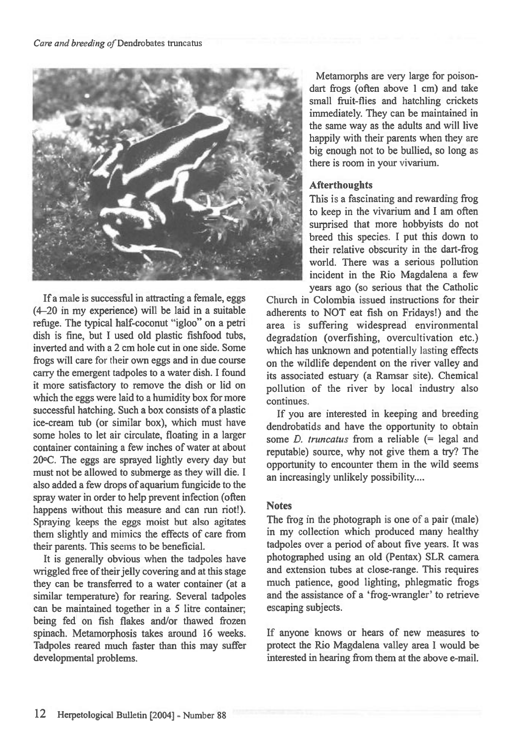If a male is successful in attracting a female, eggs (4–20 in my experience) will be laid in a suitable refuge. The typical half-coconut "igloo" on a petri dish is fine, but I used old plastic fishfood tubs, inverted and with a 2 cm hole cut in one side. Some frogs will care for their own eggs and in due course carry the emergent tadpoles to a water dish. I found it more satisfactory to remove the dish or lid on which the eggs were laid to a humidity box for more successful hatching. Such a box consists of a plastic ice-cream tub (or similar box), which must have some holes to let air circulate, floating in a larger container containing a few inches of water at about 20ºC. The eggs are sprayed lightly every day but must not be allowed to submerge as they will die. I also added a few drops of aquarium fungicide to the spray water in order to help prevent infection (often happens without this measure and can run riot!). Spraying keeps the eggs moist but also agitates them slightly and mimics the effects of care from their parents. This seems to be beneficial.

It is generally obvious when the tadpoles have wriggled free of their jelly covering and at this stage they can be transferred to a water container (at a similar temperature) for rearing. Several tadpoles can be maintained together in a 5 litre container; being fed on fish flakes and/or thawed frozen spinach. Metamorphosis takes around 16 weeks. Tadpoles reared much faster than this may suffer developmental problems.

Metamorphs are very large for poison-dart frogs (often above 1 cm) and take small fruit-flies and hatchling crickets immediately. They can be maintained in the same way as the adults and will live happily with their parents when they are big enough not to be bullied, so long as there is room in your vivarium.

### Afterthoughts

This is a fascinating and rewarding frog to keep in the vivarium and I am often surprised that more hobbyists do not breed this species. I put this down to their relative obscurity in the dart-frog world. There was a serious pollution incident in the Rio Magdalena a few years ago (so serious that the Catholic Church in Colombia issued instructions for their adherents to NOT eat fish on Fridays!) and the area is suffering widespread environmental degradation (overfishing, overcultivation etc.) which has unknown and potentially lasting effects on the wildlife dependent on the river valley and its associated estuary (a Ramsar site). Chemical pollution of the river by local industry also continues.

If you are interested in keeping and breeding dendrobatids and have the opportunity to obtain some *D. truncatus* from a reliable (= legal and reputable) source, why not give them a try? The opportunity to encounter them in the wild seems an increasingly unlikely possibility....

### Notes

The frog in the photograph is one of a pair (male) in my collection which produced many healthy tadpoles over a period of about five years. It was photographed using an old (Pentax) SLR camera and extension tubes at close-range. This requires much patience, good lighting, phlegmatic frogs and the assistance of a 'frog-wrangler' to retrieve escaping subjects.

If anyone knows or hears of new measures to protect the Rio Magdalena valley area I would be interested in hearing from them at the above e-mail.